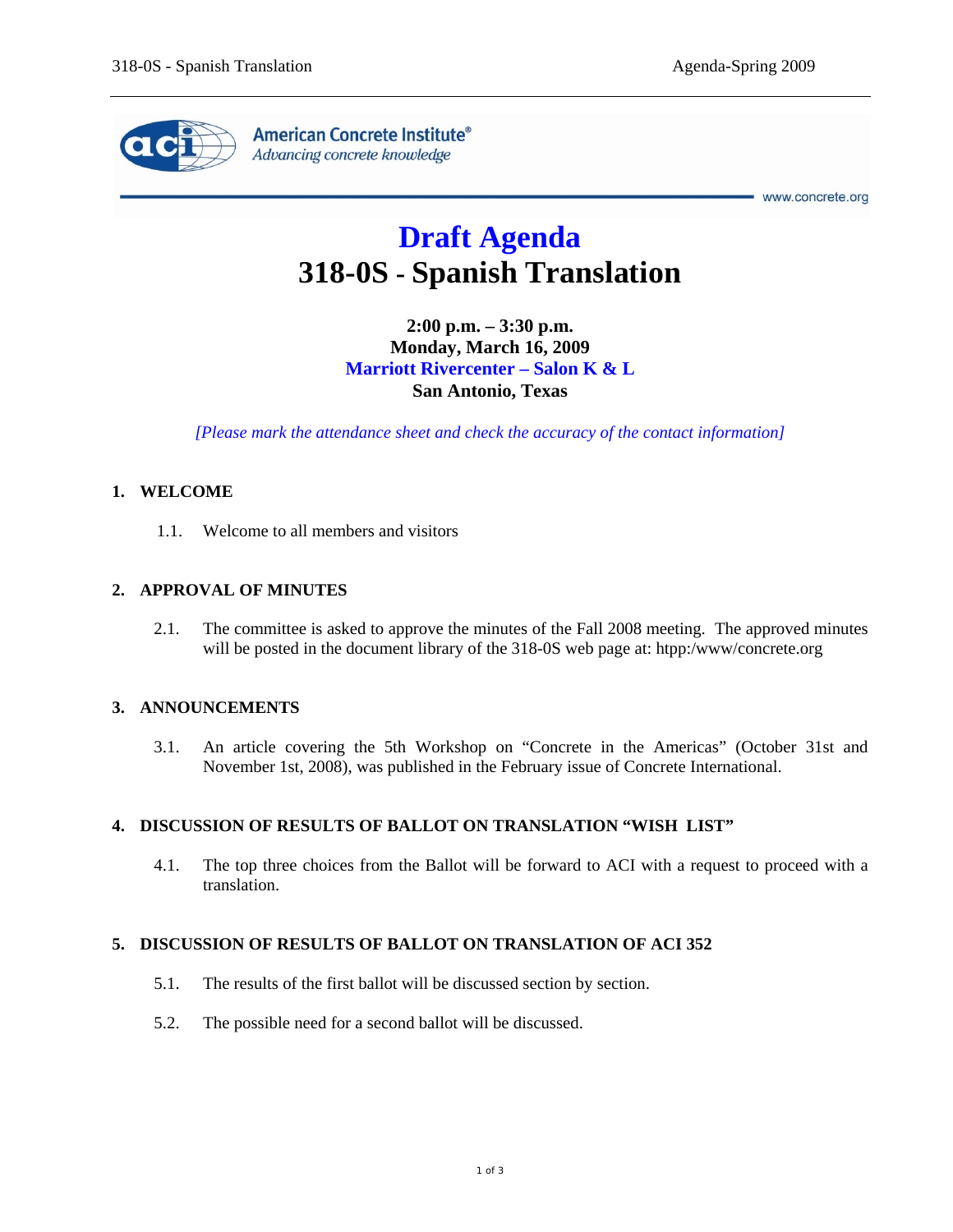American Concrete Institute®
*Advancing concrete knowledge*

www.concrete.org

# Draft Agenda
# 318-0S - Spanish Translation

**2:00 p.m. – 3:30 p.m.**
**Monday, March 16, 2009**
**Marriott Rivercenter – Salon K & L**
**San Antonio, Texas**

*[Please mark the attendance sheet and check the accuracy of the contact information]*

## 1. WELCOME

1.1. Welcome to all members and visitors

## 2. APPROVAL OF MINUTES

2.1. The committee is asked to approve the minutes of the Fall 2008 meeting. The approved minutes will be posted in the document library of the 318-0S web page at: htpp:/www/concrete.org

## 3. ANNOUNCEMENTS

3.1. An article covering the 5th Workshop on "Concrete in the Americas" (October 31st and November 1st, 2008), was published in the February issue of Concrete International.

## 4. DISCUSSION OF RESULTS OF BALLOT ON TRANSLATION "WISH LIST"

4.1. The top three choices from the Ballot will be forward to ACI with a request to proceed with a translation.

## 5. DISCUSSION OF RESULTS OF BALLOT ON TRANSLATION OF ACI 352

5.1. The results of the first ballot will be discussed section by section.

5.2. The possible need for a second ballot will be discussed.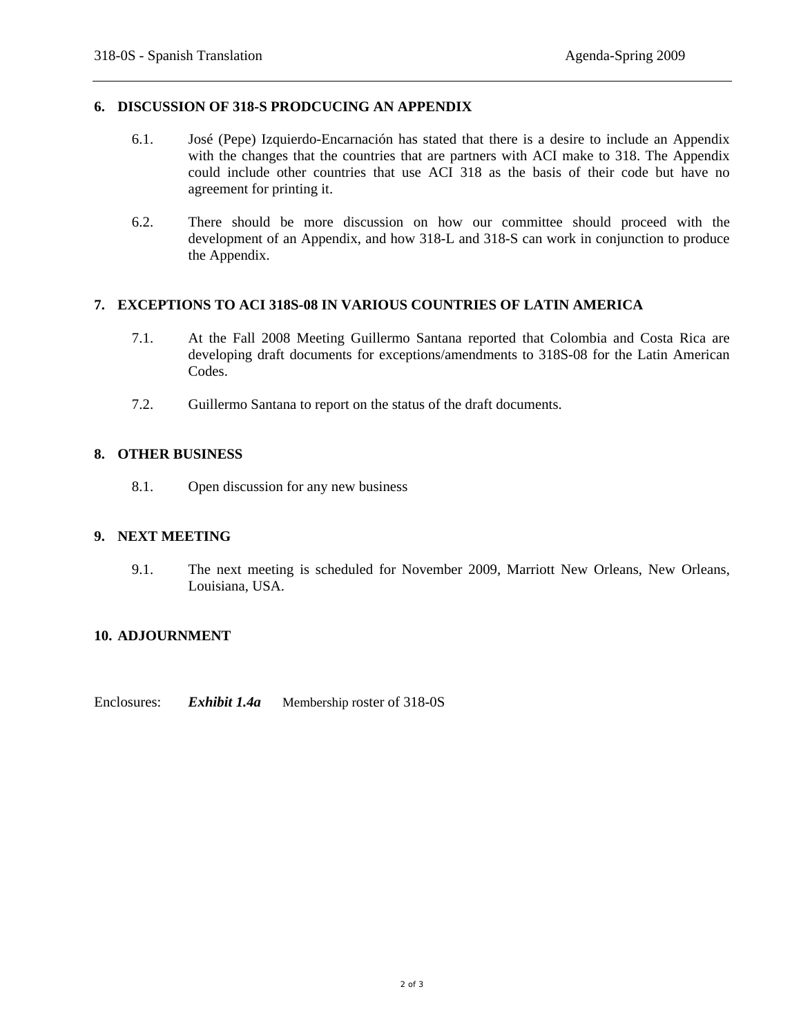## 6. DISCUSSION OF 318-S PRODCUCING AN APPENDIX

6.1. José (Pepe) Izquierdo-Encarnación has stated that there is a desire to include an Appendix with the changes that the countries that are partners with ACI make to 318. The Appendix could include other countries that use ACI 318 as the basis of their code but have no agreement for printing it.

6.2. There should be more discussion on how our committee should proceed with the development of an Appendix, and how 318-L and 318-S can work in conjunction to produce the Appendix.

## 7. EXCEPTIONS TO ACI 318S-08 IN VARIOUS COUNTRIES OF LATIN AMERICA

7.1. At the Fall 2008 Meeting Guillermo Santana reported that Colombia and Costa Rica are developing draft documents for exceptions/amendments to 318S-08 for the Latin American Codes.

7.2. Guillermo Santana to report on the status of the draft documents.

## 8. OTHER BUSINESS

8.1. Open discussion for any new business

## 9. NEXT MEETING

9.1. The next meeting is scheduled for November 2009, Marriott New Orleans, New Orleans, Louisiana, USA.

## 10. ADJOURNMENT

Enclosures: ***Exhibit 1.4a*** Membership roster of 318-0S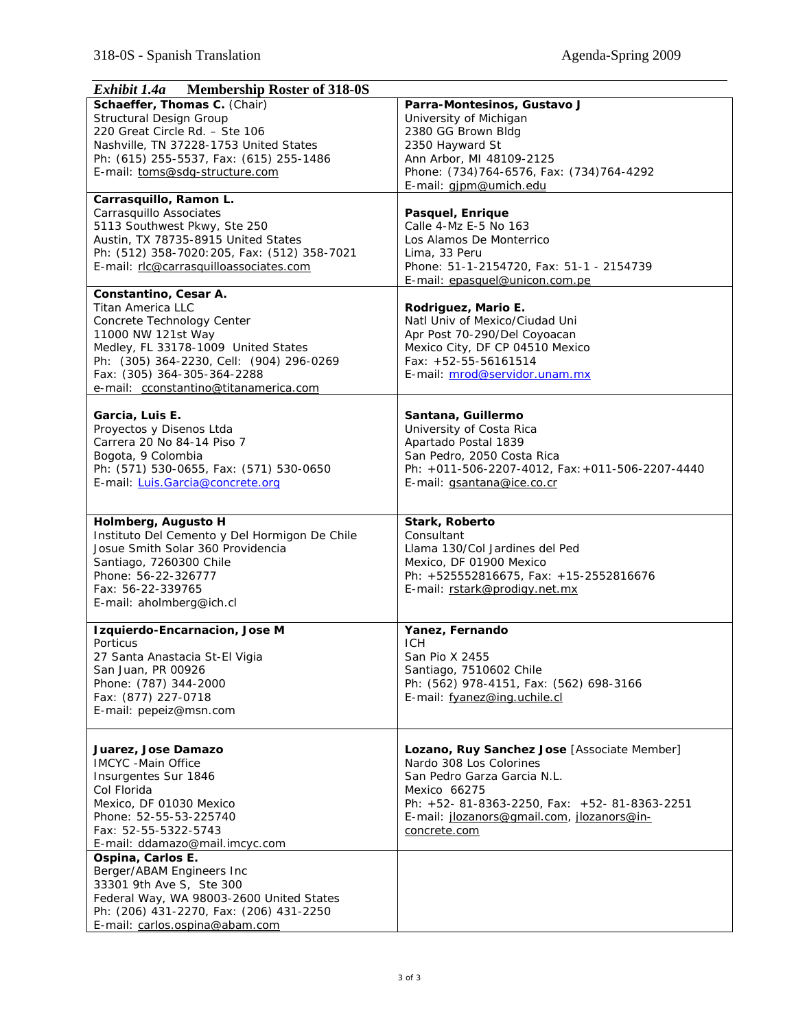*Exhibit 1.4a* **Membership Roster of 318-0S**

| | |
|---|---|
| **Schaeffer, Thomas C.** (Chair)<br>Structural Design Group<br>220 Great Circle Rd. – Ste 106<br>Nashville, TN 37228-1753 United States<br>Ph: (615) 255-5537, Fax: (615) 255-1486<br>E-mail: toms@sdg-structure.com | **Parra-Montesinos, Gustavo J**<br>University of Michigan<br>2380 GG Brown Bldg<br>2350 Hayward St<br>Ann Arbor, MI 48109-2125<br>Phone: (734)764-6576, Fax: (734)764-4292<br>E-mail: gjpm@umich.edu |
| **Carrasquillo, Ramon L.**<br>Carrasquillo Associates<br>5113 Southwest Pkwy, Ste 250<br>Austin, TX 78735-8915 United States<br>Ph: (512) 358-7020:205, Fax: (512) 358-7021<br>E-mail: rlc@carrasquilloassociates.com | **Pasquel, Enrique**<br>Calle 4-Mz E-5 No 163<br>Los Alamos De Monterrico<br>Lima, 33 Peru<br>Phone: 51-1-2154720, Fax: 51-1 - 2154739<br>E-mail: epasquel@unicon.com.pe |
| **Constantino, Cesar A.**<br>Titan America LLC<br>Concrete Technology Center<br>11000 NW 121st Way<br>Medley, FL 33178-1009 United States<br>Ph: (305) 364-2230, Cell: (904) 296-0269<br>Fax: (305) 364-305-364-2288<br>e-mail: cconstantino@titanamerica.com | **Rodriguez, Mario E.**<br>Natl Univ of Mexico/Ciudad Uni<br>Apr Post 70-290/Del Coyoacan<br>Mexico City, DF CP 04510 Mexico<br>Fax: +52-55-56161514<br>E-mail: mrod@servidor.unam.mx |
| **Garcia, Luis E.**<br>Proyectos y Disenos Ltda<br>Carrera 20 No 84-14 Piso 7<br>Bogota, 9 Colombia<br>Ph: (571) 530-0655, Fax: (571) 530-0650<br>E-mail: Luis.Garcia@concrete.org | **Santana, Guillermo**<br>University of Costa Rica<br>Apartado Postal 1839<br>San Pedro, 2050 Costa Rica<br>Ph: +011-506-2207-4012, Fax: +011-506-2207-4440<br>E-mail: gsantana@ice.co.cr |
| **Holmberg, Augusto H**<br>Instituto Del Cemento y Del Hormigon De Chile<br>Josue Smith Solar 360 Providencia<br>Santiago, 7260300 Chile<br>Phone: 56-22-326777<br>Fax: 56-22-339765<br>E-mail: aholmberg@ich.cl | **Stark, Roberto**<br>Consultant<br>Llama 130/Col Jardines del Ped<br>Mexico, DF 01900 Mexico<br>Ph: +525552816675, Fax: +15-2552816676<br>E-mail: rstark@prodigy.net.mx |
| **Izquierdo-Encarnacion, Jose M**<br>Porticus<br>27 Santa Anastacia St-El Vigia<br>San Juan, PR 00926<br>Phone: (787) 344-2000<br>Fax: (877) 227-0718<br>E-mail: pepeiz@msn.com | **Yanez, Fernando**<br>ICH<br>San Pio X 2455<br>Santiago, 7510602 Chile<br>Ph: (562) 978-4151, Fax: (562) 698-3166<br>E-mail: fyanez@ing.uchile.cl |
| **Juarez, Jose Damazo**<br>IMCYC -Main Office<br>Insurgentes Sur 1846<br>Col Florida<br>Mexico, DF 01030 Mexico<br>Phone: 52-55-53-225740<br>Fax: 52-55-5322-5743<br>E-mail: ddamazo@mail.imcyc.com | **Lozano, Ruy Sanchez Jose** [Associate Member]<br>Nardo 308 Los Colorines<br>San Pedro Garza Garcia N.L.<br>Mexico 66275<br>Ph: +52- 81-8363-2250, Fax: +52- 81-8363-2251<br>E-mail: jlozanors@gmail.com, jlozanors@in-concrete.com |
| **Ospina, Carlos E.**<br>Berger/ABAM Engineers Inc<br>33301 9th Ave S, Ste 300<br>Federal Way, WA 98003-2600 United States<br>Ph: (206) 431-2270, Fax: (206) 431-2250<br>E-mail: carlos.ospina@abam.com | |